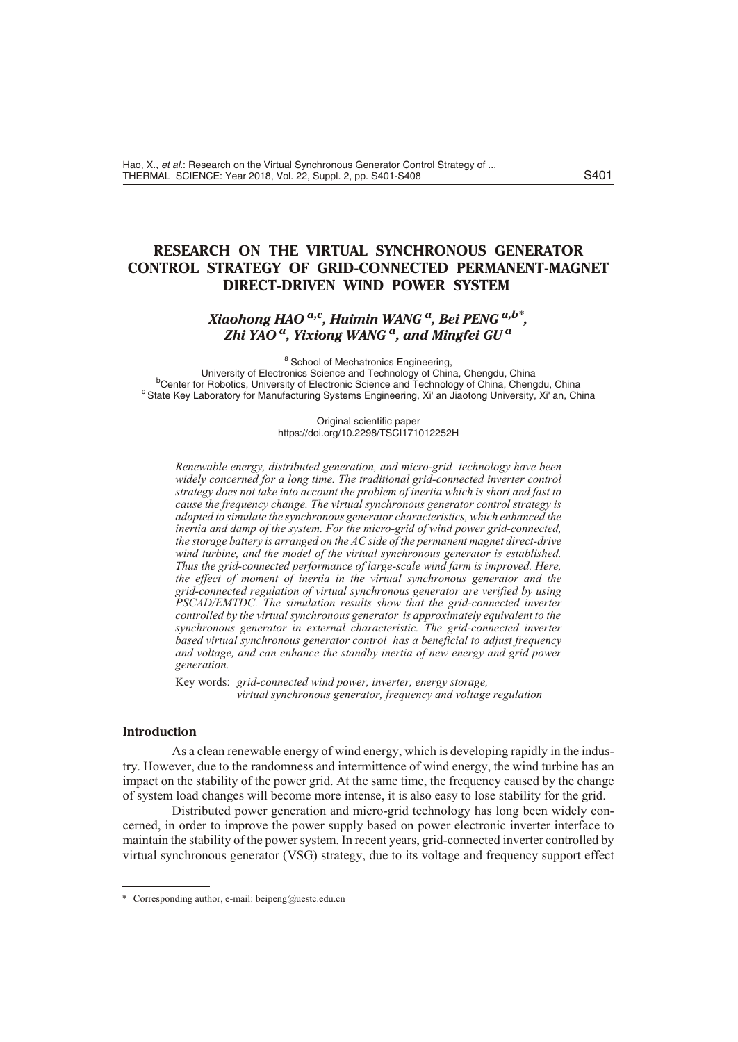# RESEARCH ON THE VIRTUAL SYNCHRONOUS GENERATOR CONTROL STRATEGY OF GRID-CONNECTED PERMANENT-MAGNET DIRECT-DRIVEN WIND POWER SYSTEM

***Xiaohong HAO*** [a,c]***, Huimin WANG*** [a]***, Bei PENG*** [a,b*]***, Zhi YAO*** [a]***, Yixiong WANG*** [a]***, and Mingfei GU*** [a]

[a] School of Mechatronics Engineering, University of Electronics Science and Technology of China, Chengdu, China
[b] Center for Robotics, University of Electronic Science and Technology of China, Chengdu, China
[c] State Key Laboratory for Manufacturing Systems Engineering, Xi' an Jiaotong University, Xi' an, China

Original scientific paper
https://doi.org/10.2298/TSCI171012252H

*Renewable energy, distributed generation, and micro-grid technology have been widely concerned for a long time. The traditional grid-connected inverter control strategy does not take into account the problem of inertia which is short and fast to cause the frequency change. The virtual synchronous generator control strategy is adopted to simulate the synchronous generator characteristics, which enhanced the inertia and damp of the system. For the micro-grid of wind power grid-connected, the storage battery is arranged on the AC side of the permanent magnet direct-drive wind turbine, and the model of the virtual synchronous generator is established. Thus the grid-connected performance of large-scale wind farm is improved. Here, the effect of moment of inertia in the virtual synchronous generator and the grid-connected regulation of virtual synchronous generator are verified by using PSCAD/EMTDC. The simulation results show that the grid-connected inverter controlled by the virtual synchronous generator is approximately equivalent to the synchronous generator in external characteristic. The grid-connected inverter based virtual synchronous generator control has a beneficial to adjust frequency and voltage, and can enhance the standby inertia of new energy and grid power generation.*

Key words: *grid-connected wind power, inverter, energy storage, virtual synchronous generator, frequency and voltage regulation*

## Introduction

As a clean renewable energy of wind energy, which is developing rapidly in the industry. However, due to the randomness and intermittence of wind energy, the wind turbine has an impact on the stability of the power grid. At the same time, the frequency caused by the change of system load changes will become more intense, it is also easy to lose stability for the grid.

Distributed power generation and micro-grid technology has long been widely concerned, in order to improve the power supply based on power electronic inverter interface to maintain the stability of the power system. In recent years, grid-connected inverter controlled by virtual synchronous generator (VSG) strategy, due to its voltage and frequency support effect

\* Corresponding author, e-mail: beipeng@uestc.edu.cn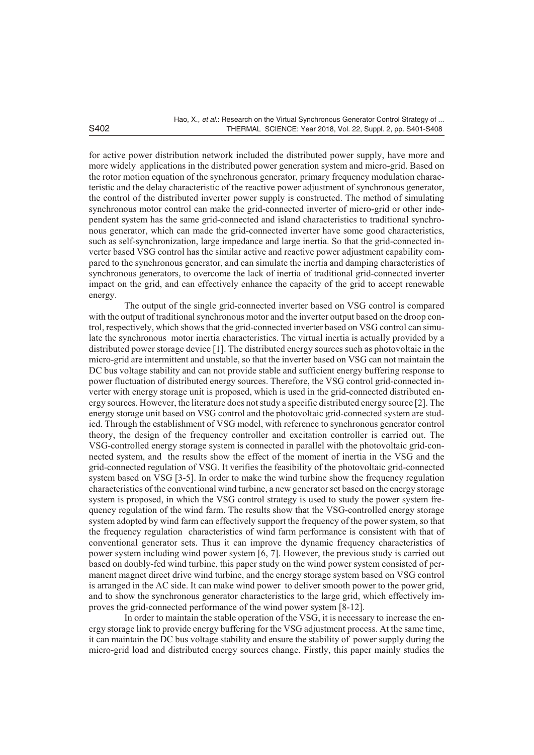for active power distribution network included the distributed power supply, have more and more widely applications in the distributed power generation system and micro-grid. Based on the rotor motion equation of the synchronous generator, primary frequency modulation characteristic and the delay characteristic of the reactive power adjustment of synchronous generator, the control of the distributed inverter power supply is constructed. The method of simulating synchronous motor control can make the grid-connected inverter of micro-grid or other independent system has the same grid-connected and island characteristics to traditional synchronous generator, which can made the grid-connected inverter have some good characteristics, such as self-synchronization, large impedance and large inertia. So that the grid-connected inverter based VSG control has the similar active and reactive power adjustment capability compared to the synchronous generator, and can simulate the inertia and damping characteristics of synchronous generators, to overcome the lack of inertia of traditional grid-connected inverter impact on the grid, and can effectively enhance the capacity of the grid to accept renewable energy.

The output of the single grid-connected inverter based on VSG control is compared with the output of traditional synchronous motor and the inverter output based on the droop control, respectively, which shows that the grid-connected inverter based on VSG control can simulate the synchronous motor inertia characteristics. The virtual inertia is actually provided by a distributed power storage device [1]. The distributed energy sources such as photovoltaic in the micro-grid are intermittent and unstable, so that the inverter based on VSG can not maintain the DC bus voltage stability and can not provide stable and sufficient energy buffering response to power fluctuation of distributed energy sources. Therefore, the VSG control grid-connected inverter with energy storage unit is proposed, which is used in the grid-connected distributed energy sources. However, the literature does not study a specific distributed energy source [2]. The energy storage unit based on VSG control and the photovoltaic grid-connected system are studied. Through the establishment of VSG model, with reference to synchronous generator control theory, the design of the frequency controller and excitation controller is carried out. The VSG-controlled energy storage system is connected in parallel with the photovoltaic grid-connected system, and the results show the effect of the moment of inertia in the VSG and the grid-connected regulation of VSG. It verifies the feasibility of the photovoltaic grid-connected system based on VSG [3-5]. In order to make the wind turbine show the frequency regulation characteristics of the conventional wind turbine, a new generator set based on the energy storage system is proposed, in which the VSG control strategy is used to study the power system frequency regulation of the wind farm. The results show that the VSG-controlled energy storage system adopted by wind farm can effectively support the frequency of the power system, so that the frequency regulation characteristics of wind farm performance is consistent with that of conventional generator sets. Thus it can improve the dynamic frequency characteristics of power system including wind power system [6, 7]. However, the previous study is carried out based on doubly-fed wind turbine, this paper study on the wind power system consisted of permanent magnet direct drive wind turbine, and the energy storage system based on VSG control is arranged in the AC side. It can make wind power to deliver smooth power to the power grid, and to show the synchronous generator characteristics to the large grid, which effectively improves the grid-connected performance of the wind power system [8-12].

In order to maintain the stable operation of the VSG, it is necessary to increase the energy storage link to provide energy buffering for the VSG adjustment process. At the same time, it can maintain the DC bus voltage stability and ensure the stability of power supply during the micro-grid load and distributed energy sources change. Firstly, this paper mainly studies the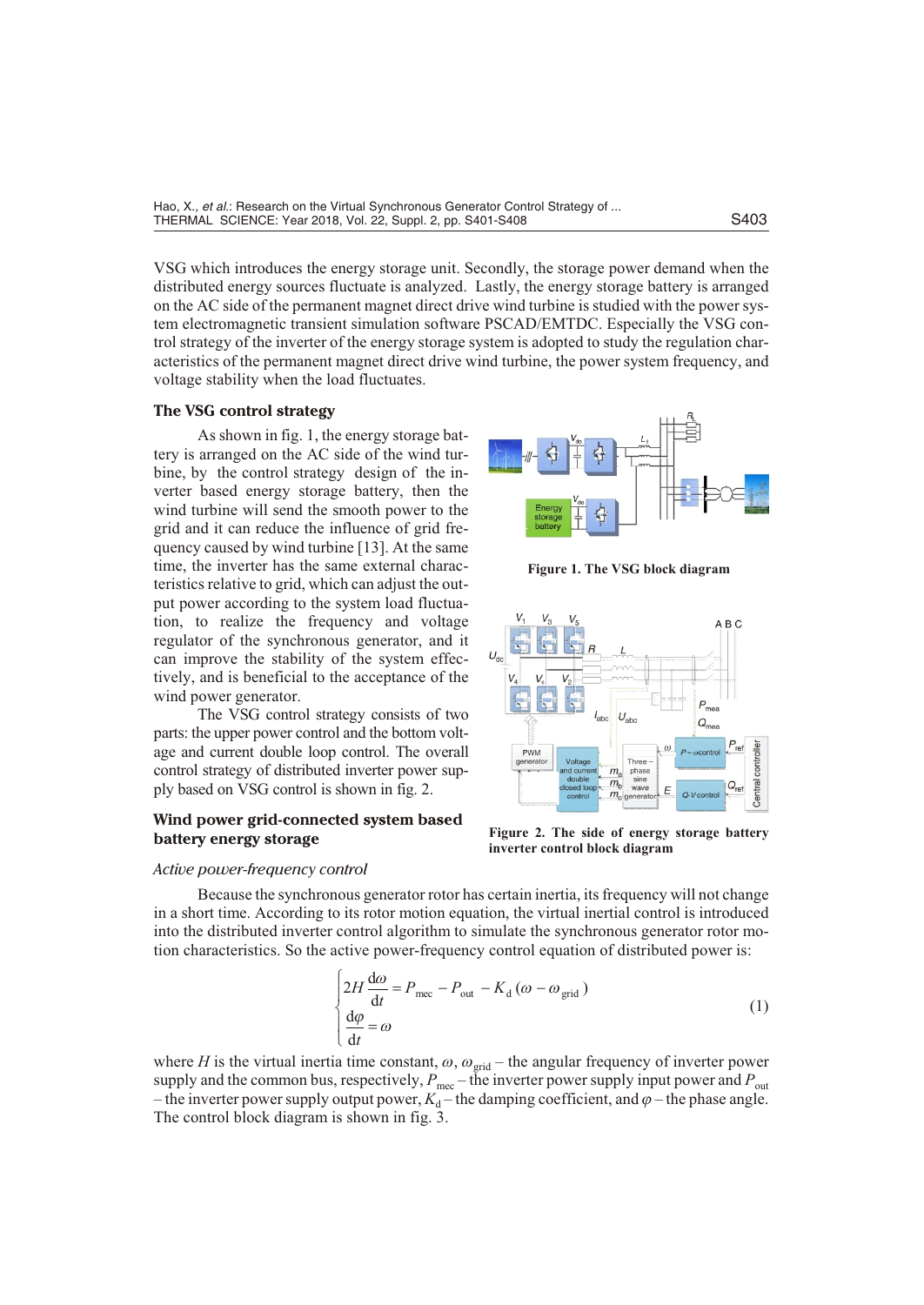VSG which introduces the energy storage unit. Secondly, the storage power demand when the distributed energy sources fluctuate is analyzed. Lastly, the energy storage battery is arranged on the AC side of the permanent magnet direct drive wind turbine is studied with the power system electromagnetic transient simulation software PSCAD/EMTDC. Especially the VSG control strategy of the inverter of the energy storage system is adopted to study the regulation characteristics of the permanent magnet direct drive wind turbine, the power system frequency, and voltage stability when the load fluctuates.

### The VSG control strategy

As shown in fig. 1, the energy storage battery is arranged on the AC side of the wind turbine, by the control strategy design of the inverter based energy storage battery, then the wind turbine will send the smooth power to the grid and it can reduce the influence of grid frequency caused by wind turbine [13]. At the same time, the inverter has the same external characteristics relative to grid, which can adjust the output power according to the system load fluctuation, to realize the frequency and voltage regulator of the synchronous generator, and it can improve the stability of the system effectively, and is beneficial to the acceptance of the wind power generator.

The VSG control strategy consists of two parts: the upper power control and the bottom voltage and current double loop control. The overall control strategy of distributed inverter power supply based on VSG control is shown in fig. 2.

**Figure 1. The VSG block diagram**

**Figure 2. The side of energy storage battery inverter control block diagram**

### Wind power grid-connected system based battery energy storage

#### *Active power-frequency control*

Because the synchronous generator rotor has certain inertia, its frequency will not change in a short time. According to its rotor motion equation, the virtual inertial control is introduced into the distributed inverter control algorithm to simulate the synchronous generator rotor motion characteristics. So the active power-frequency control equation of distributed power is:

$$\begin{cases} 2H\dfrac{\mathrm{d}\omega}{\mathrm{d}t} = P_{\mathrm{mec}} - P_{\mathrm{out}} - K_{\mathrm{d}}(\omega - \omega_{\mathrm{grid}}) \\ \dfrac{\mathrm{d}\varphi}{\mathrm{d}t} = \omega \end{cases} \tag{1}$$

where $H$ is the virtual inertia time constant, $\omega$, $\omega_{\mathrm{grid}}$ – the angular frequency of inverter power supply and the common bus, respectively, $P_{\mathrm{mec}}$ – the inverter power supply input power and $P_{\mathrm{out}}$ – the inverter power supply output power, $K_{\mathrm{d}}$ – the damping coefficient, and $\varphi$ – the phase angle. The control block diagram is shown in fig. 3.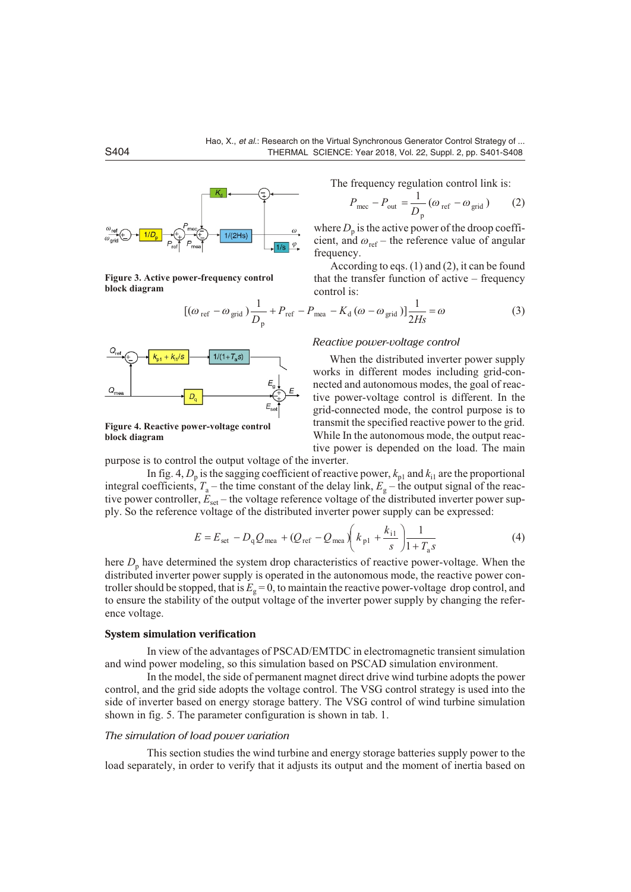The frequency regulation control link is:

$$P_{\text{mec}} - P_{\text{out}} = \frac{1}{D_{\text{p}}}(\omega_{\text{ref}} - \omega_{\text{grid}}) \tag{2}$$

where $D_{\text{p}}$ is the active power of the droop coefficient, and $\omega_{\text{ref}}$ – the reference value of angular frequency.

According to eqs. (1) and (2), it can be found that the transfer function of active – frequency control is:

$$[(\omega_{\text{ref}} - \omega_{\text{grid}})\frac{1}{D_{\text{p}}} + P_{\text{ref}} - P_{\text{mea}} - K_{\text{d}}(\omega - \omega_{\text{grid}})]\frac{1}{2Hs} = \omega \tag{3}$$

**Figure 3. Active power-frequency control block diagram**

### *Reactive power-voltage control*

When the distributed inverter power supply works in different modes including grid-connected and autonomous modes, the goal of reactive power-voltage control is different. In the grid-connected mode, the control purpose is to transmit the specified reactive power to the grid. While In the autonomous mode, the output reactive power is depended on the load. The main purpose is to control the output voltage of the inverter.

**Figure 4. Reactive power-voltage control block diagram**

In fig. 4, $D_{\text{p}}$ is the sagging coefficient of reactive power, $k_{\text{p1}}$ and $k_{\text{i1}}$ are the proportional integral coefficients, $T_{\text{a}}$ – the time constant of the delay link, $E_{\text{g}}$ – the output signal of the reactive power controller, $E_{\text{set}}$ – the voltage reference voltage of the distributed inverter power supply. So the reference voltage of the distributed inverter power supply can be expressed:

$$E = E_{\text{set}} - D_{\text{q}}Q_{\text{mea}} + (Q_{\text{ref}} - Q_{\text{mea}})\left(k_{\text{p1}} + \frac{k_{\text{i1}}}{s}\right)\frac{1}{1 + T_{\text{a}}s} \tag{4}$$

here $D_{\text{p}}$ have determined the system drop characteristics of reactive power-voltage. When the distributed inverter power supply is operated in the autonomous mode, the reactive power controller should be stopped, that is $E_{\text{g}} = 0$, to maintain the reactive power-voltage drop control, and to ensure the stability of the output voltage of the inverter power supply by changing the reference voltage.

## System simulation verification

In view of the advantages of PSCAD/EMTDC in electromagnetic transient simulation and wind power modeling, so this simulation based on PSCAD simulation environment.

In the model, the side of permanent magnet direct drive wind turbine adopts the power control, and the grid side adopts the voltage control. The VSG control strategy is used into the side of inverter based on energy storage battery. The VSG control of wind turbine simulation shown in fig. 5. The parameter configuration is shown in tab. 1.

### *The simulation of load power variation*

This section studies the wind turbine and energy storage batteries supply power to the load separately, in order to verify that it adjusts its output and the moment of inertia based on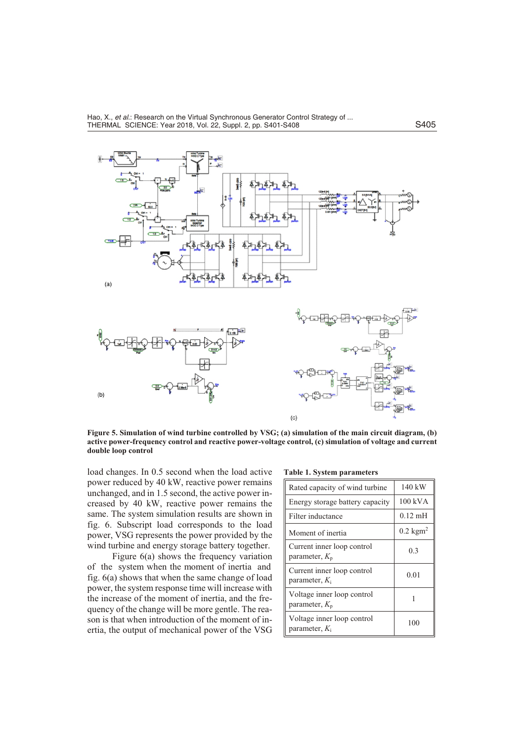**Figure 5. Simulation of wind turbine controlled by VSG; (a) simulation of the main circuit diagram, (b) active power-frequency control and reactive power-voltage control, (c) simulation of voltage and current double loop control**

load changes. In 0.5 second when the load active power reduced by 40 kW, reactive power remains unchanged, and in 1.5 second, the active power increased by 40 kW, reactive power remains the same. The system simulation results are shown in fig. 6. Subscript load corresponds to the load power, VSG represents the power provided by the wind turbine and energy storage battery together.

Figure 6(a) shows the frequency variation of the system when the moment of inertia and fig. 6(a) shows that when the same change of load power, the system response time will increase with the increase of the moment of inertia, and the frequency of the change will be more gentle. The reason is that when introduction of the moment of inertia, the output of mechanical power of the VSG

**Table 1. System parameters**

| | |
|---|---|
| Rated capacity of wind turbine | 140 kW |
| Energy storage battery capacity | 100 kVA |
| Filter inductance | 0.12 mH |
| Moment of inertia | 0.2 kgm$^2$ |
| Current inner loop control parameter, $K_p$ | 0.3 |
| Current inner loop control parameter, $K_i$ | 0.01 |
| Voltage inner loop control parameter, $K_p$ | 1 |
| Voltage inner loop control parameter, $K_i$ | 100 |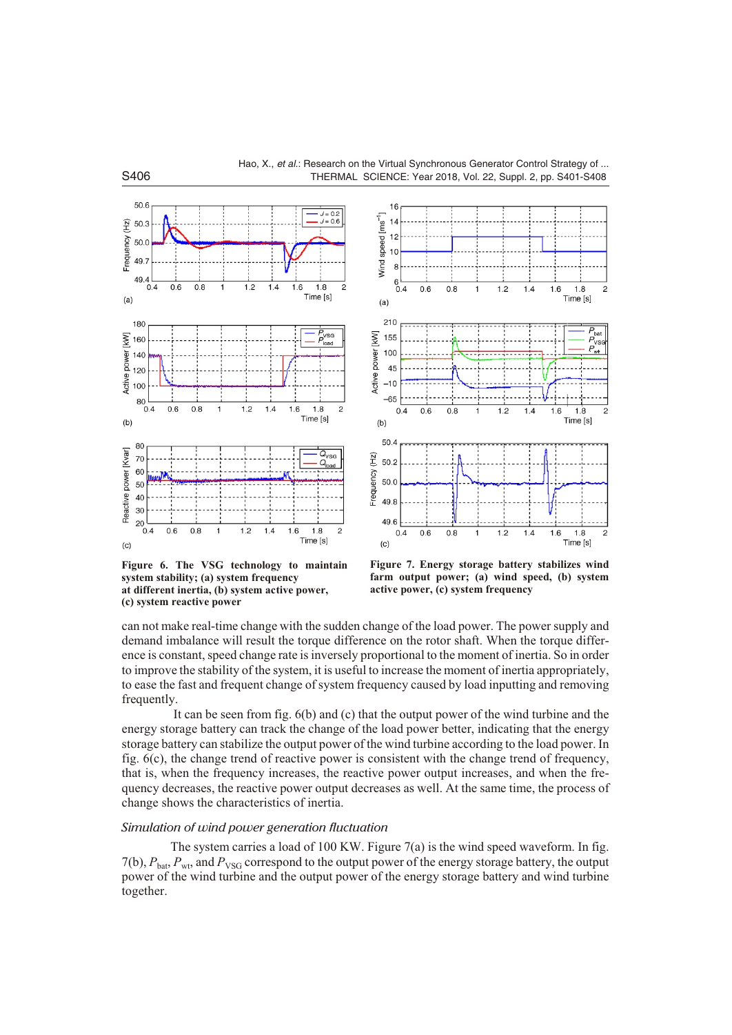**Figure 6. The VSG technology to maintain system stability; (a) system frequency at different inertia, (b) system active power, (c) system reactive power**

**Figure 7. Energy storage battery stabilizes wind farm output power; (a) wind speed, (b) system active power, (c) system frequency**

can not make real-time change with the sudden change of the load power. The power supply and demand imbalance will result the torque difference on the rotor shaft. When the torque difference is constant, speed change rate is inversely proportional to the moment of inertia. So in order to improve the stability of the system, it is useful to increase the moment of inertia appropriately, to ease the fast and frequent change of system frequency caused by load inputting and removing frequently.

It can be seen from fig. 6(b) and (c) that the output power of the wind turbine and the energy storage battery can track the change of the load power better, indicating that the energy storage battery can stabilize the output power of the wind turbine according to the load power. In fig. 6(c), the change trend of reactive power is consistent with the change trend of frequency, that is, when the frequency increases, the reactive power output increases, and when the frequency decreases, the reactive power output decreases as well. At the same time, the process of change shows the characteristics of inertia.

### *Simulation of wind power generation fluctuation*

The system carries a load of 100 KW. Figure 7(a) is the wind speed waveform. In fig. 7(b), $P_{bat}$, $P_{wt}$, and $P_{VSG}$ correspond to the output power of the energy storage battery, the output power of the wind turbine and the output power of the energy storage battery and wind turbine together.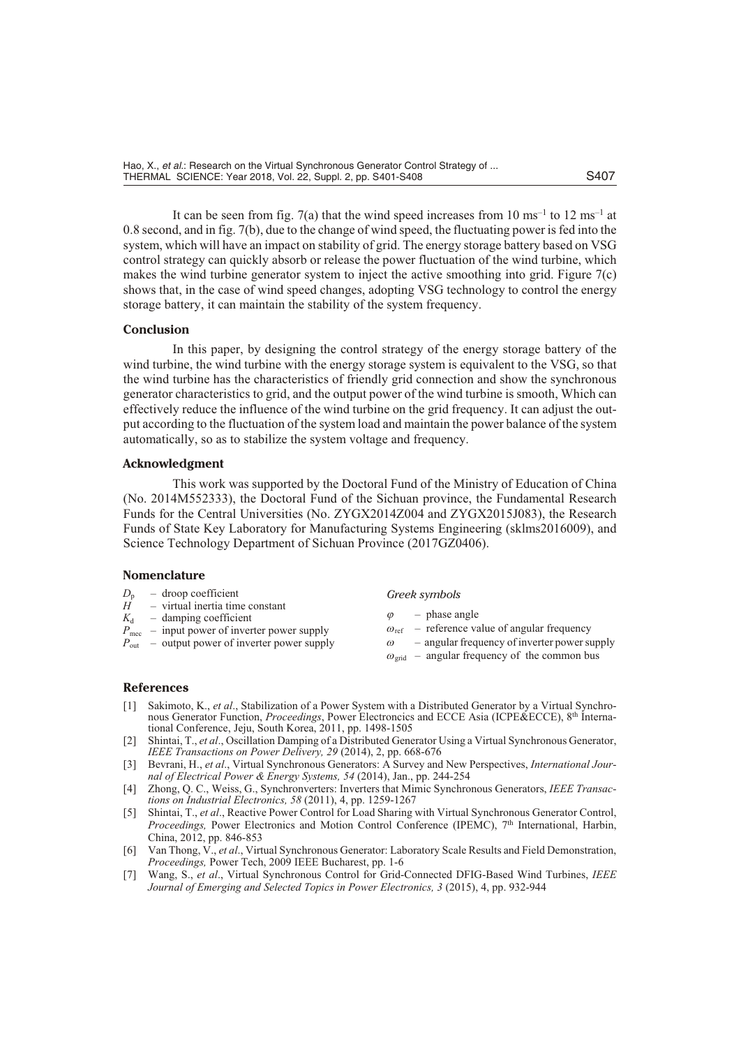It can be seen from fig. 7(a) that the wind speed increases from 10 $ms^{-1}$ to 12 $ms^{-1}$ at 0.8 second, and in fig. 7(b), due to the change of wind speed, the fluctuating power is fed into the system, which will have an impact on stability of grid. The energy storage battery based on VSG control strategy can quickly absorb or release the power fluctuation of the wind turbine, which makes the wind turbine generator system to inject the active smoothing into grid. Figure 7(c) shows that, in the case of wind speed changes, adopting VSG technology to control the energy storage battery, it can maintain the stability of the system frequency.

## Conclusion

In this paper, by designing the control strategy of the energy storage battery of the wind turbine, the wind turbine with the energy storage system is equivalent to the VSG, so that the wind turbine has the characteristics of friendly grid connection and show the synchronous generator characteristics to grid, and the output power of the wind turbine is smooth, Which can effectively reduce the influence of the wind turbine on the grid frequency. It can adjust the output according to the fluctuation of the system load and maintain the power balance of the system automatically, so as to stabilize the system voltage and frequency.

## Acknowledgment

This work was supported by the Doctoral Fund of the Ministry of Education of China (No. 2014M552333), the Doctoral Fund of the Sichuan province, the Fundamental Research Funds for the Central Universities (No. ZYGX2014Z004 and ZYGX2015J083), the Research Funds of State Key Laboratory for Manufacturing Systems Engineering (sklms2016009), and Science Technology Department of Sichuan Province (2017GZ0406).

## Nomenclature

$D_p$ – droop coefficient
$H$ – virtual inertia time constant
$K_d$ – damping coefficient
$P_{mec}$ – input power of inverter power supply
$P_{out}$ – output power of inverter power supply

*Greek symbols*

$\varphi$ – phase angle
$\omega_{ref}$ – reference value of angular frequency
$\omega$ – angular frequency of inverter power supply
$\omega_{grid}$ – angular frequency of the common bus

## References

[1] Sakimoto, K., *et al*., Stabilization of a Power System with a Distributed Generator by a Virtual Synchronous Generator Function, *Proceedings*, Power Electroncics and ECCE Asia (ICPE&ECCE), 8th International Conference, Jeju, South Korea, 2011, pp. 1498-1505

[2] Shintai, T., *et al*., Oscillation Damping of a Distributed Generator Using a Virtual Synchronous Generator, *IEEE Transactions on Power Delivery, 29* (2014), 2, pp. 668-676

[3] Bevrani, H., *et al*., Virtual Synchronous Generators: A Survey and New Perspectives, *International Journal of Electrical Power & Energy Systems, 54* (2014), Jan., pp. 244-254

[4] Zhong, Q. C., Weiss, G., Synchronverters: Inverters that Mimic Synchronous Generators, *IEEE Transactions on Industrial Electronics, 58* (2011), 4, pp. 1259-1267

[5] Shintai, T., *et al*., Reactive Power Control for Load Sharing with Virtual Synchronous Generator Control, *Proceedings,* Power Electronics and Motion Control Conference (IPEMC), 7th International, Harbin, China, 2012, pp. 846-853

[6] Van Thong, V., *et al*., Virtual Synchronous Generator: Laboratory Scale Results and Field Demonstration, *Proceedings,* Power Tech, 2009 IEEE Bucharest, pp. 1-6

[7] Wang, S., *et al*., Virtual Synchronous Control for Grid-Connected DFIG-Based Wind Turbines, *IEEE Journal of Emerging and Selected Topics in Power Electronics, 3* (2015), 4, pp. 932-944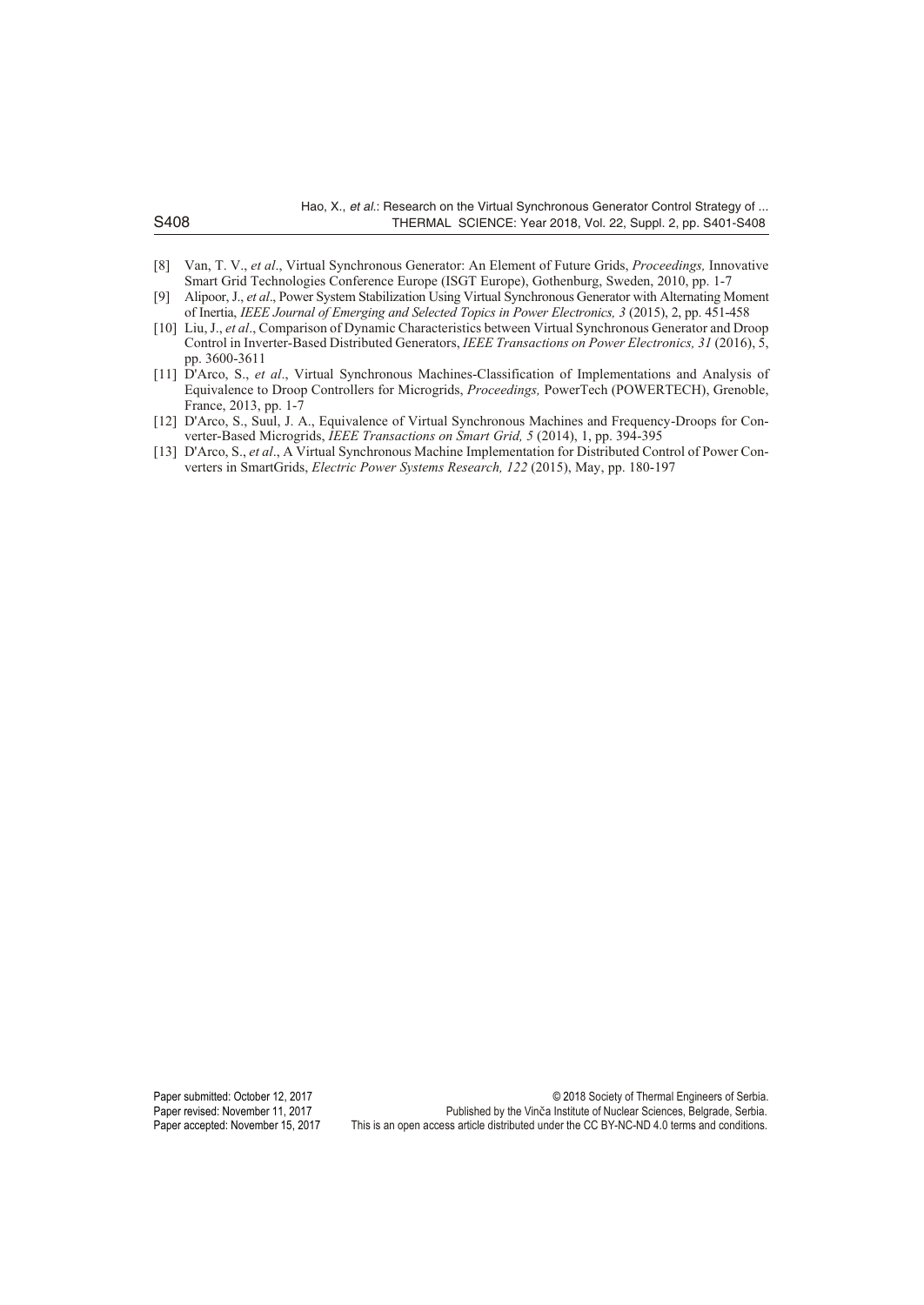[8] Van, T. V., *et al*., Virtual Synchronous Generator: An Element of Future Grids, *Proceedings,* Innovative Smart Grid Technologies Conference Europe (ISGT Europe), Gothenburg, Sweden, 2010, pp. 1-7

[9] Alipoor, J., *et al*., Power System Stabilization Using Virtual Synchronous Generator with Alternating Moment of Inertia, *IEEE Journal of Emerging and Selected Topics in Power Electronics, 3* (2015), 2, pp. 451-458

[10] Liu, J., *et al*., Comparison of Dynamic Characteristics between Virtual Synchronous Generator and Droop Control in Inverter-Based Distributed Generators, *IEEE Transactions on Power Electronics, 31* (2016), 5, pp. 3600-3611

[11] D'Arco, S., *et al*., Virtual Synchronous Machines-Classification of Implementations and Analysis of Equivalence to Droop Controllers for Microgrids, *Proceedings,* PowerTech (POWERTECH), Grenoble, France, 2013, pp. 1-7

[12] D'Arco, S., Suul, J. A., Equivalence of Virtual Synchronous Machines and Frequency-Droops for Converter-Based Microgrids, *IEEE Transactions on Smart Grid, 5* (2014), 1, pp. 394-395

[13] D'Arco, S., *et al*., A Virtual Synchronous Machine Implementation for Distributed Control of Power Converters in SmartGrids, *Electric Power Systems Research, 122* (2015), May, pp. 180-197

Paper submitted: October 12, 2017
Paper revised: November 11, 2017
Paper accepted: November 15, 2017

© 2018 Society of Thermal Engineers of Serbia.
Published by the Vinča Institute of Nuclear Sciences, Belgrade, Serbia.
This is an open access article distributed under the CC BY-NC-ND 4.0 terms and conditions.